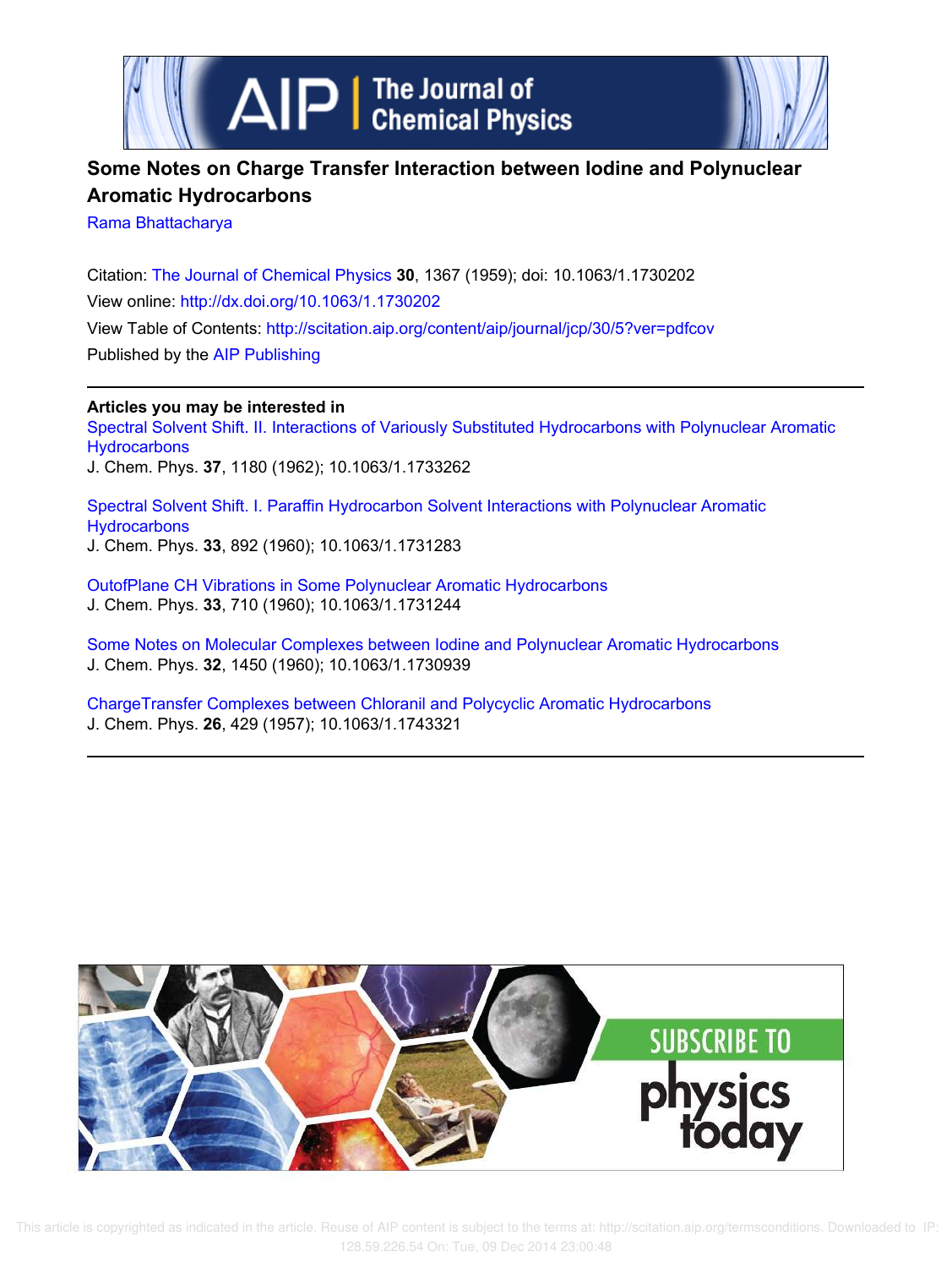# Some Notes on Charge Transfer Interaction between Iodine and Polynuclear Aromatic Hydrocarbons

Rama Bhattacharya

Citation: The Journal of Chemical Physics **30**, 1367 (1959); doi: 10.1063/1.1730202

View online: http://dx.doi.org/10.1063/1.1730202

View Table of Contents: http://scitation.aip.org/content/aip/journal/jcp/30/5?ver=pdfcov

Published by the AIP Publishing

**Articles you may be interested in**

Spectral Solvent Shift. II. Interactions of Variously Substituted Hydrocarbons with Polynuclear Aromatic Hydrocarbons
J. Chem. Phys. **37**, 1180 (1962); 10.1063/1.1733262

Spectral Solvent Shift. I. Paraffin Hydrocarbon Solvent Interactions with Polynuclear Aromatic Hydrocarbons
J. Chem. Phys. **33**, 892 (1960); 10.1063/1.1731283

OutofPlane CH Vibrations in Some Polynuclear Aromatic Hydrocarbons
J. Chem. Phys. **33**, 710 (1960); 10.1063/1.1731244

Some Notes on Molecular Complexes between Iodine and Polynuclear Aromatic Hydrocarbons
J. Chem. Phys. **32**, 1450 (1960); 10.1063/1.1730939

ChargeTransfer Complexes between Chloranil and Polycyclic Aromatic Hydrocarbons
J. Chem. Phys. **26**, 429 (1957); 10.1063/1.1743321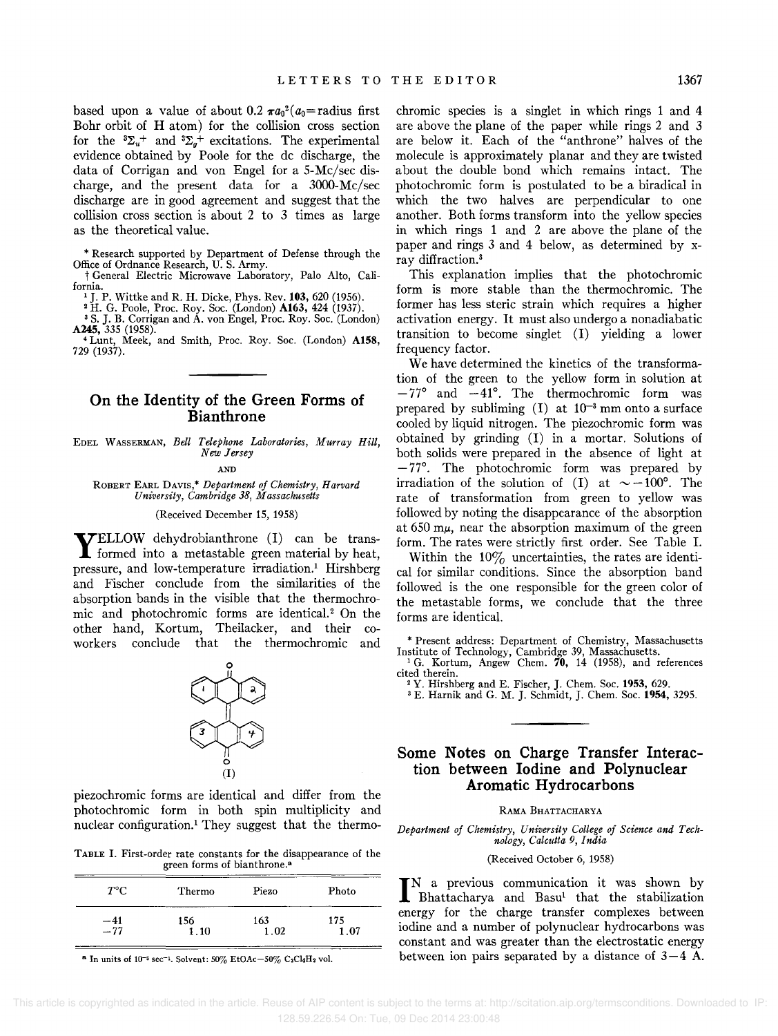based upon a value of about $0.2\ \pi a_0^2$ ($a_0$=radius first Bohr orbit of H atom) for the collision cross section for the $^3\Sigma_u^+$ and $^3\Sigma_g^+$ excitations. The experimental evidence obtained by Poole for the dc discharge, the data of Corrigan and von Engel for a 5-Mc/sec discharge, and the present data for a 3000-Mc/sec discharge are in good agreement and suggest that the collision cross section is about 2 to 3 times as large as the theoretical value.

\* Research supported by Department of Defense through the Office of Ordnance Research, U. S. Army.

† General Electric Microwave Laboratory, Palo Alto, California.

[1] J. P. Wittke and R. H. Dicke, Phys. Rev. **103**, 620 (1956).

[2] H. G. Poole, Proc. Roy. Soc. (London) **A163**, 424 (1937).

[3] S. J. B. Corrigan and A. von Engel, Proc. Roy. Soc. (London) **A245**, 335 (1958).

[4] Lunt, Meek, and Smith, Proc. Roy. Soc. (London) **A158**, 729 (1937).

## On the Identity of the Green Forms of Bianthrone

EDEL WASSERMAN, *Bell Telephone Laboratories, Murray Hill, New Jersey*

AND

ROBERT EARL DAVIS,\* *Department of Chemistry, Harvard University, Cambridge 38, Massachusetts*

(Received December 15, 1958)

YELLOW dehydrobianthrone (I) can be transformed into a metastable green material by heat, pressure, and low-temperature irradiation.[1] Hirshberg and Fischer conclude from the similarities of the absorption bands in the visible that the thermochromic and photochromic forms are identical.[2] On the other hand, Kortum, Theilacker, and their coworkers conclude that the thermochromic and piezochromic forms are identical and differ from the photochromic form in both spin multiplicity and nuclear configuration.[1] They suggest that the thermochromic species is a singlet in which rings 1 and 4 are above the plane of the paper while rings 2 and 3 are below it. Each of the "anthrone" halves of the molecule is approximately planar and they are twisted about the double bond which remains intact. The photochromic form is postulated to be a biradical in which the two halves are perpendicular to one another. Both forms transform into the yellow species in which rings 1 and 2 are above the plane of the paper and rings 3 and 4 below, as determined by x-ray diffraction.[3]

(I)

This explanation implies that the photochromic form is more stable than the thermochromic. The former has less steric strain which requires a higher activation energy. It must also undergo a nonadiabatic transition to become singlet (I) yielding a lower frequency factor.

We have determined the kinetics of the transformation of the green to the yellow form in solution at −77° and −41°. The thermochromic form was prepared by subliming (I) at $10^{-3}$ mm onto a surface cooled by liquid nitrogen. The piezochromic form was obtained by grinding (I) in a mortar. Solutions of both solids were prepared in the absence of light at −77°. The photochromic form was prepared by irradiation of the solution of (I) at ∼−100°. The rate of transformation from green to yellow was followed by noting the disappearance of the absorption at 650 mμ, near the absorption maximum of the green form. The rates were strictly first order. See Table I.

TABLE I. First-order rate constants for the disappearance of the green forms of bianthrone.[a]

| $T$°C | Thermo | Piezo | Photo |
|---|---|---|---|
| −41 | 156 | 163 | 175 |
| −77 | 1.10 | 1.02 | 1.07 |

[a] In units of $10^{-5}$ sec$^{-1}$. Solvent: 50% EtOAc−50% $C_2Cl_4H_2$ vol.

Within the 10% uncertainties, the rates are identical for similar conditions. Since the absorption band followed is the one responsible for the green color of the metastable forms, we conclude that the three forms are identical.

\* Present address: Department of Chemistry, Massachusetts Institute of Technology, Cambridge 39, Massachusetts.

[1] G. Kortum, Angew Chem. **70**, 14 (1958), and references cited therein.

[2] Y. Hirshberg and E. Fischer, J. Chem. Soc. **1953**, 629.

[3] E. Harnik and G. M. J. Schmidt, J. Chem. Soc. **1954**, 3295.

## Some Notes on Charge Transfer Interaction between Iodine and Polynuclear Aromatic Hydrocarbons

RAMA BHATTACHARYA

*Department of Chemistry, University College of Science and Technology, Calcutta 9, India*

(Received October 6, 1958)

IN a previous communication it was shown by Bhattacharya and Basu[1] that the stabilization energy for the charge transfer complexes between iodine and a number of polynuclear hydrocarbons was constant and was greater than the electrostatic energy between ion pairs separated by a distance of 3−4 A.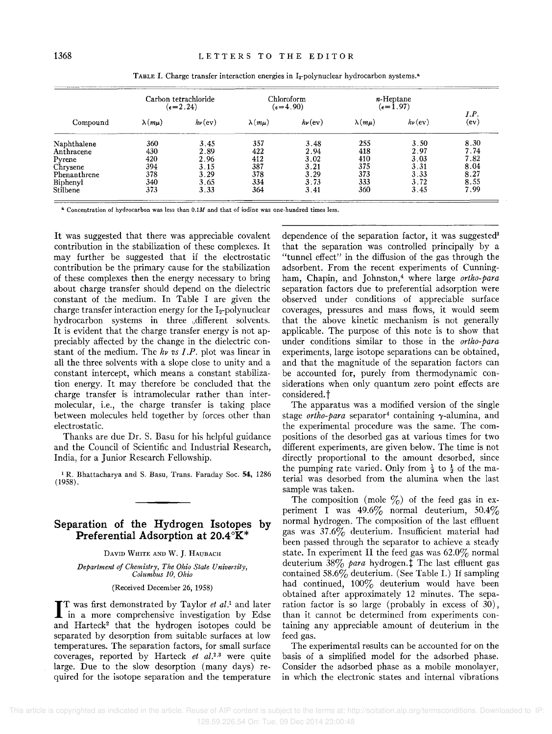TABLE I. Charge transfer interaction energies in $I_2$-polynuclear hydrocarbon systems.[a]

| Compound | Carbon tetrachloride ($\epsilon$=2.24) | | Chloroform ($\epsilon$=4.90) | | *n*-Heptane ($\epsilon$=1.97) | | *I.P.* (ev) |
|---|---|---|---|---|---|---|---|
| | $\lambda(m\mu)$ | $h\nu$(ev) | $\lambda(m\mu)$ | $h\nu$(ev) | $\lambda(m\mu)$ | $h\nu$(ev) | |
| Naphthalene | 360 | 3.45 | 357 | 3.48 | 255 | 3.50 | 8.30 |
| Anthracene | 430 | 2.89 | 422 | 2.94 | 418 | 2.97 | 7.74 |
| Pyrene | 420 | 2.96 | 412 | 3.02 | 410 | 3.03 | 7.82 |
| Chrysene | 394 | 3.15 | 387 | 3.21 | 375 | 3.31 | 8.04 |
| Phenanthrene | 378 | 3.29 | 378 | 3.29 | 373 | 3.33 | 8.27 |
| Biphenyl | 340 | 3.65 | 334 | 3.73 | 333 | 3.72 | 8.55 |
| Stilbene | 373 | 3.33 | 364 | 3.41 | 360 | 3.45 | 7.99 |

[a] Concentration of hydrocarbon was less than 0.1*M* and that of iodine was one-hundred times less.

It was suggested that there was appreciable covalent contribution in the stabilization of these complexes. It may further be suggested that if the electrostatic contribution be the primary cause for the stabilization of these complexes then the energy necessary to bring about charge transfer should depend on the dielectric constant of the medium. In Table I are given the charge transfer interaction energy for the $I_2$-polynuclear hydrocarbon systems in three different solvents. It is evident that the charge transfer energy is not appreciably affected by the change in the dielectric constant of the medium. The $h\nu$ *vs I.P.* plot was linear in all the three solvents with a slope close to unity and a constant intercept, which means a constant stabilization energy. It may therefore be concluded that the charge transfer is intramolecular rather than intermolecular, i.e., the charge transfer is taking place between molecules held together by forces other than electrostatic.

Thanks are due Dr. S. Basu for his helpful guidance and the Council of Scientific and Industrial Research, India, for a Junior Research Fellowship.

[1] R. Bhattacharya and S. Basu, Trans. Faraday Soc. **54**, 1286 (1958).

## Separation of the Hydrogen Isotopes by Preferential Adsorption at 20.4°K*

DAVID WHITE AND W. J. HAUBACH

*Department of Chemistry, The Ohio State University, Columbus 10, Ohio*

(Received December 26, 1958)

It was first demonstrated by Taylor *et al.*[1] and later in a more comprehensive investigation by Edse and Harteck[2] that the hydrogen isotopes could be separated by desorption from suitable surfaces at low temperatures. The separation factors, for small surface coverages, reported by Harteck *et al.*[2,3] were quite large. Due to the slow desorption (many days) required for the isotope separation and the temperature dependence of the separation factor, it was suggested[3] that the separation was controlled principally by a "tunnel effect" in the diffusion of the gas through the adsorbent. From the recent experiments of Cunningham, Chapin, and Johnston,[4] where large *ortho-para* separation factors due to preferential adsorption were observed under conditions of appreciable surface coverages, pressures and mass flows, it would seem that the above kinetic mechanism is not generally applicable. The purpose of this note is to show that under conditions similar to those in the *ortho-para* experiments, large isotope separations can be obtained, and that the magnitude of the separation factors can be accounted for, purely from thermodynamic considerations when only quantum zero point effects are considered.†

The apparatus was a modified version of the single stage *ortho-para* separator[4] containing $\gamma$-alumina, and the experimental procedure was the same. The compositions of the desorbed gas at various times for two different experiments, are given below. The time is not directly proportional to the amount desorbed, since the pumping rate varied. Only from $\frac{1}{3}$ to $\frac{1}{2}$ of the material was desorbed from the alumina when the last sample was taken.

The composition (mole %) of the feed gas in experiment I was 49.6% normal deuterium, 50.4% normal hydrogen. The composition of the last effluent gas was 37.6% deuterium. Insufficient material had been passed through the separator to achieve a steady state. In experiment II the feed gas was 62.0% normal deuterium 38% *para* hydrogen.‡ The last effluent gas contained 58.6% deuterium. (See Table I.) If sampling had continued, 100% deuterium would have been obtained after approximately 12 minutes. The separation factor is so large (probably in excess of 30), than it cannot be determined from experiments containing any appreciable amount of deuterium in the feed gas.

The experimental results can be accounted for on the basis of a simplified model for the adsorbed phase. Consider the adsorbed phase as a mobile monolayer, in which the electronic states and internal vibrations